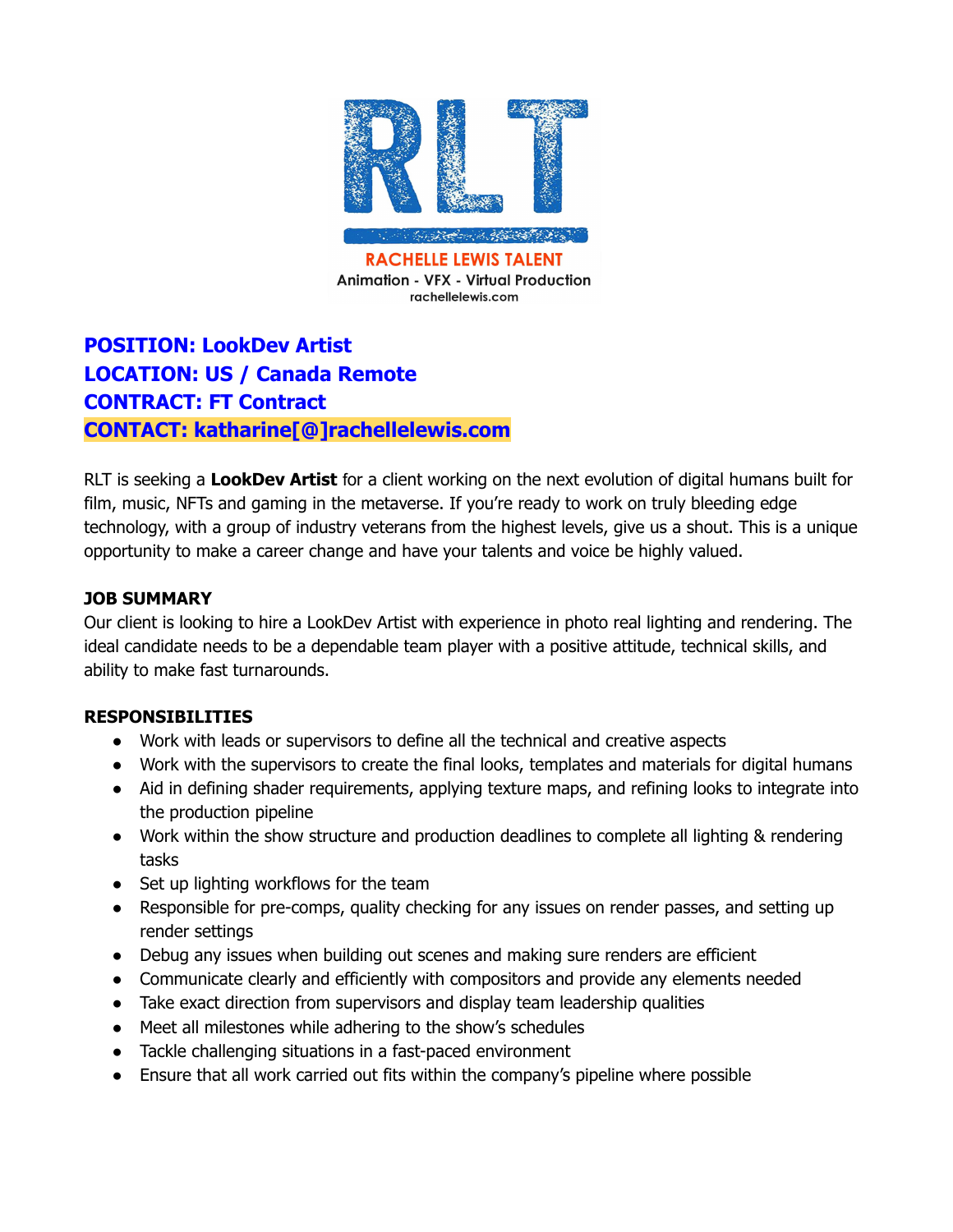RLT

RACHELLE LEWIS TALENT

Animation - VFX - Virtual Production

rachellelewis.com

**POSITION: LookDev Artist**
**LOCATION: US / Canada Remote**
**CONTRACT: FT Contract**
**CONTACT: katharine[@]rachellelewis.com**

RLT is seeking a **LookDev Artist** for a client working on the next evolution of digital humans built for film, music, NFTs and gaming in the metaverse. If you're ready to work on truly bleeding edge technology, with a group of industry veterans from the highest levels, give us a shout. This is a unique opportunity to make a career change and have your talents and voice be highly valued.

**JOB SUMMARY**

Our client is looking to hire a LookDev Artist with experience in photo real lighting and rendering. The ideal candidate needs to be a dependable team player with a positive attitude, technical skills, and ability to make fast turnarounds.

**RESPONSIBILITIES**

- Work with leads or supervisors to define all the technical and creative aspects
- Work with the supervisors to create the final looks, templates and materials for digital humans
- Aid in defining shader requirements, applying texture maps, and refining looks to integrate into the production pipeline
- Work within the show structure and production deadlines to complete all lighting & rendering tasks
- Set up lighting workflows for the team
- Responsible for pre-comps, quality checking for any issues on render passes, and setting up render settings
- Debug any issues when building out scenes and making sure renders are efficient
- Communicate clearly and efficiently with compositors and provide any elements needed
- Take exact direction from supervisors and display team leadership qualities
- Meet all milestones while adhering to the show's schedules
- Tackle challenging situations in a fast-paced environment
- Ensure that all work carried out fits within the company's pipeline where possible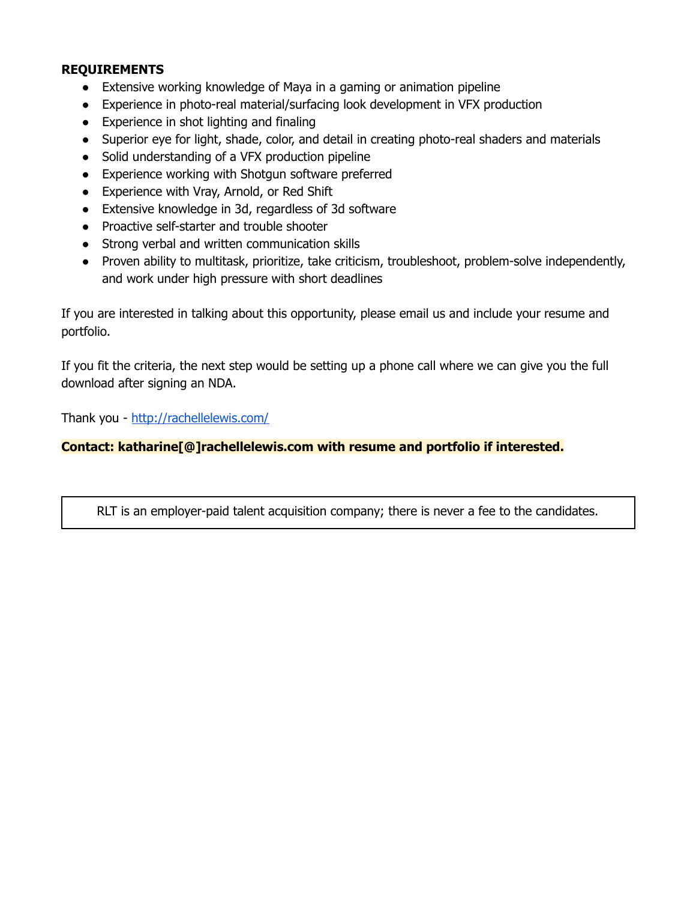**REQUIREMENTS**

- Extensive working knowledge of Maya in a gaming or animation pipeline
- Experience in photo-real material/surfacing look development in VFX production
- Experience in shot lighting and finaling
- Superior eye for light, shade, color, and detail in creating photo-real shaders and materials
- Solid understanding of a VFX production pipeline
- Experience working with Shotgun software preferred
- Experience with Vray, Arnold, or Red Shift
- Extensive knowledge in 3d, regardless of 3d software
- Proactive self-starter and trouble shooter
- Strong verbal and written communication skills
- Proven ability to multitask, prioritize, take criticism, troubleshoot, problem-solve independently, and work under high pressure with short deadlines

If you are interested in talking about this opportunity, please email us and include your resume and portfolio.

If you fit the criteria, the next step would be setting up a phone call where we can give you the full download after signing an NDA.

Thank you - [http://rachellelewis.com/](http://rachellelewis.com/)

**Contact: katharine[@]rachellelewis.com with resume and portfolio if interested.**

RLT is an employer-paid talent acquisition company; there is never a fee to the candidates.